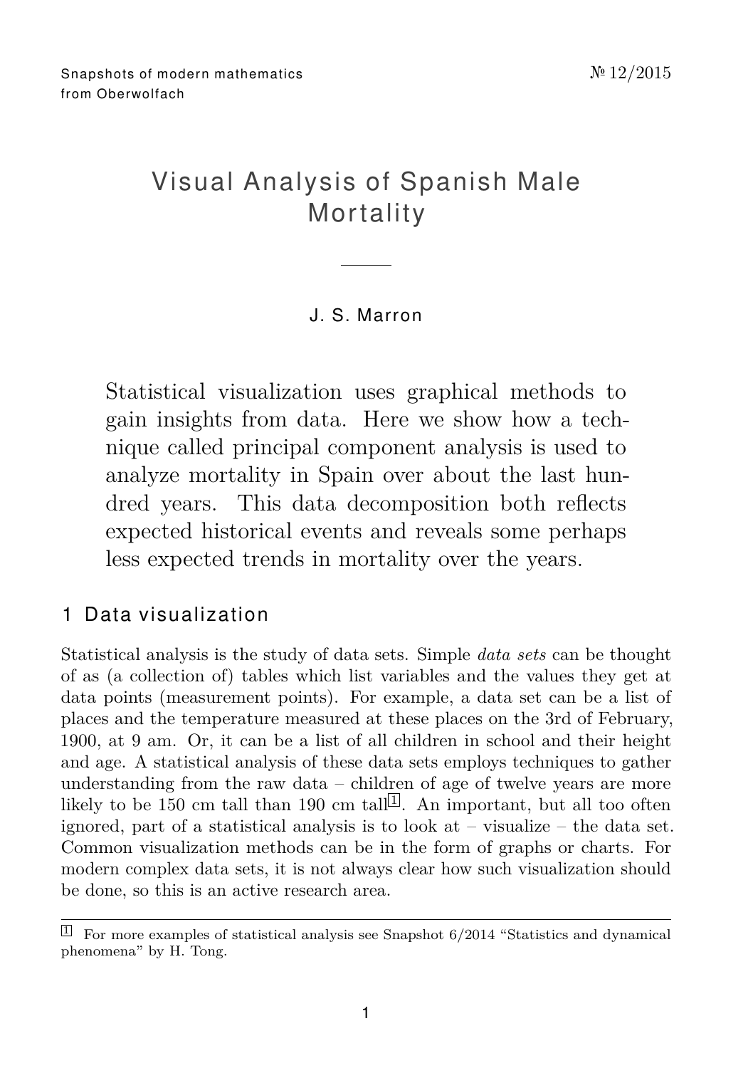# Visual Analysis of Spanish Male Mortality

J. S. Marron

Statistical visualization uses graphical methods to gain insights from data. Here we show how a technique called principal component analysis is used to analyze mortality in Spain over about the last hundred years. This data decomposition both reflects expected historical events and reveals some perhaps less expected trends in mortality over the years.

## 1 Data visualization

Statistical analysis is the study of data sets. Simple *data sets* can be thought of as (a collection of) tables which list variables and the values they get at data points (measurement points). For example, a data set can be a list of places and the temperature measured at these places on the 3rd of February, 1900, at 9 am. Or, it can be a list of all children in school and their height and age. A statistical analysis of these data sets employs techniques to gather understanding from the raw data – children of age of twelve years are more likely to be 150 cm tall than 190 cm tall[1]. An important, but all too often ignored, part of a statistical analysis is to look at – visualize – the data set. Common visualization methods can be in the form of graphs or charts. For modern complex data sets, it is not always clear how such visualization should be done, so this is an active research area.

[1] For more examples of statistical analysis see Snapshot 6/2014 "Statistics and dynamical phenomena" by H. Tong.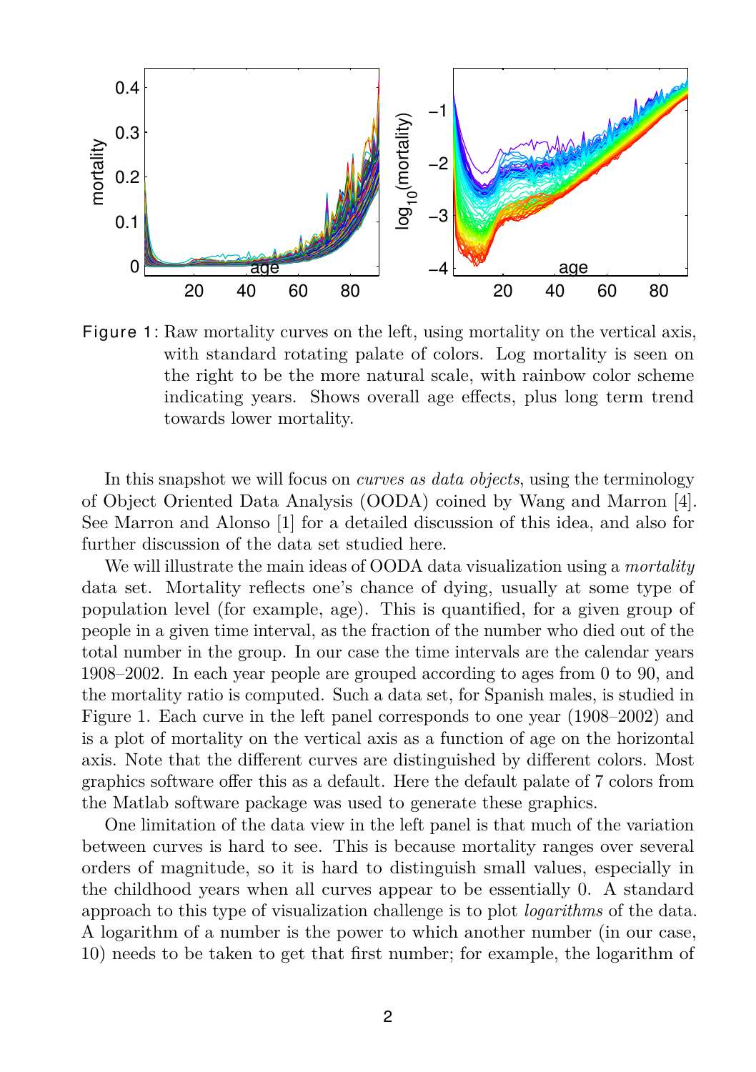Figure 1: Raw mortality curves on the left, using mortality on the vertical axis, with standard rotating palate of colors. Log mortality is seen on the right to be the more natural scale, with rainbow color scheme indicating years. Shows overall age effects, plus long term trend towards lower mortality.

In this snapshot we will focus on *curves as data objects*, using the terminology of Object Oriented Data Analysis (OODA) coined by Wang and Marron [4]. See Marron and Alonso [1] for a detailed discussion of this idea, and also for further discussion of the data set studied here.

We will illustrate the main ideas of OODA data visualization using a *mortality* data set. Mortality reflects one's chance of dying, usually at some type of population level (for example, age). This is quantified, for a given group of people in a given time interval, as the fraction of the number who died out of the total number in the group. In our case the time intervals are the calendar years 1908–2002. In each year people are grouped according to ages from 0 to 90, and the mortality ratio is computed. Such a data set, for Spanish males, is studied in Figure 1. Each curve in the left panel corresponds to one year (1908–2002) and is a plot of mortality on the vertical axis as a function of age on the horizontal axis. Note that the different curves are distinguished by different colors. Most graphics software offer this as a default. Here the default palate of 7 colors from the Matlab software package was used to generate these graphics.

One limitation of the data view in the left panel is that much of the variation between curves is hard to see. This is because mortality ranges over several orders of magnitude, so it is hard to distinguish small values, especially in the childhood years when all curves appear to be essentially 0. A standard approach to this type of visualization challenge is to plot *logarithms* of the data. A logarithm of a number is the power to which another number (in our case, 10) needs to be taken to get that first number; for example, the logarithm of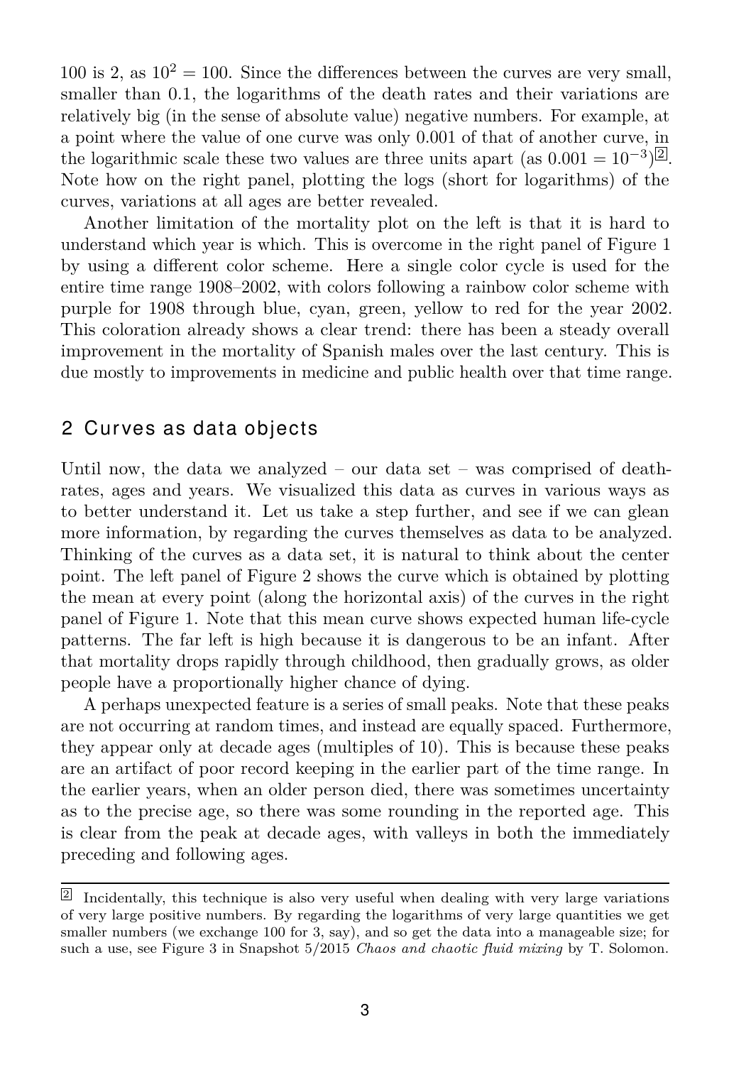100 is 2, as $10^2 = 100$. Since the differences between the curves are very small, smaller than 0.1, the logarithms of the death rates and their variations are relatively big (in the sense of absolute value) negative numbers. For example, at a point where the value of one curve was only 0.001 of that of another curve, in the logarithmic scale these two values are three units apart (as $0.001 = 10^{-3}$)[2]. Note how on the right panel, plotting the logs (short for logarithms) of the curves, variations at all ages are better revealed.

Another limitation of the mortality plot on the left is that it is hard to understand which year is which. This is overcome in the right panel of Figure 1 by using a different color scheme. Here a single color cycle is used for the entire time range 1908–2002, with colors following a rainbow color scheme with purple for 1908 through blue, cyan, green, yellow to red for the year 2002. This coloration already shows a clear trend: there has been a steady overall improvement in the mortality of Spanish males over the last century. This is due mostly to improvements in medicine and public health over that time range.

## 2 Curves as data objects

Until now, the data we analyzed – our data set – was comprised of death-rates, ages and years. We visualized this data as curves in various ways as to better understand it. Let us take a step further, and see if we can glean more information, by regarding the curves themselves as data to be analyzed. Thinking of the curves as a data set, it is natural to think about the center point. The left panel of Figure 2 shows the curve which is obtained by plotting the mean at every point (along the horizontal axis) of the curves in the right panel of Figure 1. Note that this mean curve shows expected human life-cycle patterns. The far left is high because it is dangerous to be an infant. After that mortality drops rapidly through childhood, then gradually grows, as older people have a proportionally higher chance of dying.

A perhaps unexpected feature is a series of small peaks. Note that these peaks are not occurring at random times, and instead are equally spaced. Furthermore, they appear only at decade ages (multiples of 10). This is because these peaks are an artifact of poor record keeping in the earlier part of the time range. In the earlier years, when an older person died, there was sometimes uncertainty as to the precise age, so there was some rounding in the reported age. This is clear from the peak at decade ages, with valleys in both the immediately preceding and following ages.

[2] Incidentally, this technique is also very useful when dealing with very large variations of very large positive numbers. By regarding the logarithms of very large quantities we get smaller numbers (we exchange 100 for 3, say), and so get the data into a manageable size; for such a use, see Figure 3 in Snapshot 5/2015 *Chaos and chaotic fluid mixing* by T. Solomon.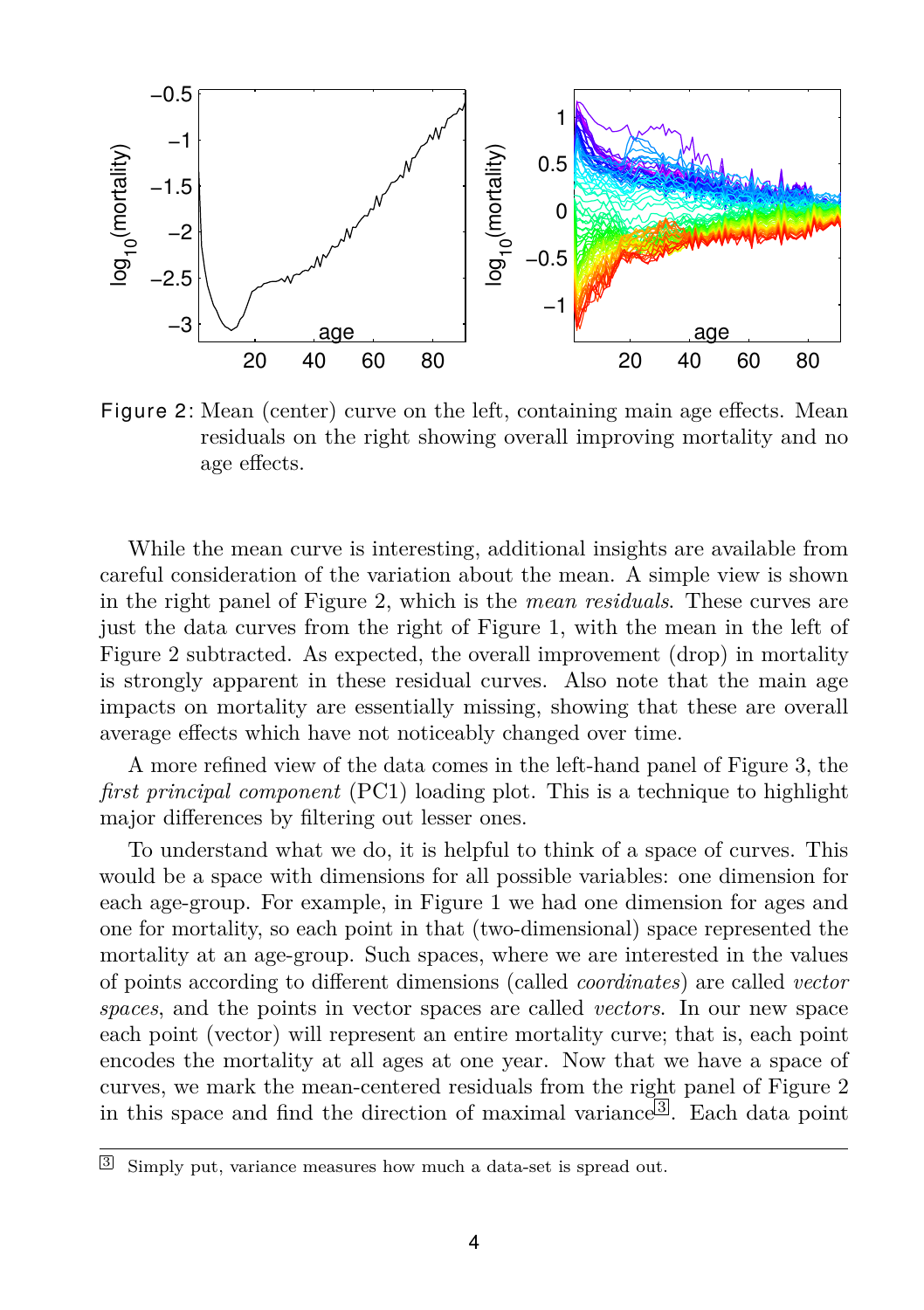Figure 2: Mean (center) curve on the left, containing main age effects. Mean residuals on the right showing overall improving mortality and no age effects.

While the mean curve is interesting, additional insights are available from careful consideration of the variation about the mean. A simple view is shown in the right panel of Figure 2, which is the *mean residuals*. These curves are just the data curves from the right of Figure 1, with the mean in the left of Figure 2 subtracted. As expected, the overall improvement (drop) in mortality is strongly apparent in these residual curves. Also note that the main age impacts on mortality are essentially missing, showing that these are overall average effects which have not noticeably changed over time.

A more refined view of the data comes in the left-hand panel of Figure 3, the *first principal component* (PC1) loading plot. This is a technique to highlight major differences by filtering out lesser ones.

To understand what we do, it is helpful to think of a space of curves. This would be a space with dimensions for all possible variables: one dimension for each age-group. For example, in Figure 1 we had one dimension for ages and one for mortality, so each point in that (two-dimensional) space represented the mortality at an age-group. Such spaces, where we are interested in the values of points according to different dimensions (called *coordinates*) are called *vector spaces*, and the points in vector spaces are called *vectors*. In our new space each point (vector) will represent an entire mortality curve; that is, each point encodes the mortality at all ages at one year. Now that we have a space of curves, we mark the mean-centered residuals from the right panel of Figure 2 in this space and find the direction of maximal variance[3]. Each data point

[3] Simply put, variance measures how much a data-set is spread out.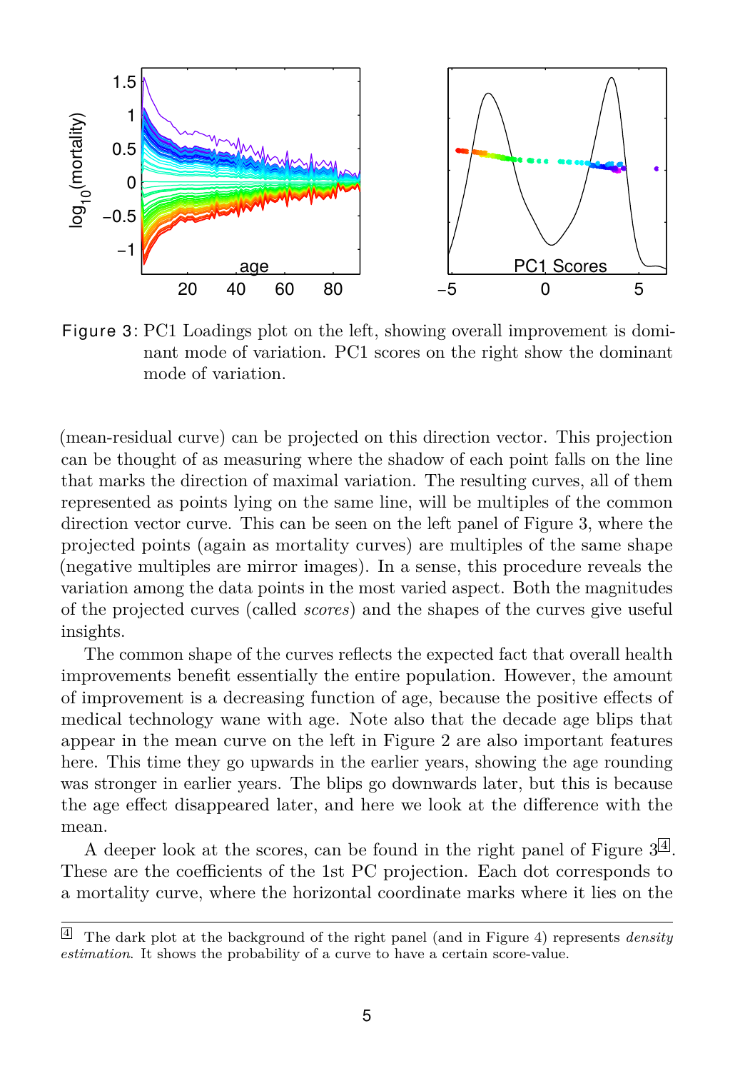Figure 3: PC1 Loadings plot on the left, showing overall improvement is dominant mode of variation. PC1 scores on the right show the dominant mode of variation.

(mean-residual curve) can be projected on this direction vector. This projection can be thought of as measuring where the shadow of each point falls on the line that marks the direction of maximal variation. The resulting curves, all of them represented as points lying on the same line, will be multiples of the common direction vector curve. This can be seen on the left panel of Figure 3, where the projected points (again as mortality curves) are multiples of the same shape (negative multiples are mirror images). In a sense, this procedure reveals the variation among the data points in the most varied aspect. Both the magnitudes of the projected curves (called *scores*) and the shapes of the curves give useful insights.

The common shape of the curves reflects the expected fact that overall health improvements benefit essentially the entire population. However, the amount of improvement is a decreasing function of age, because the positive effects of medical technology wane with age. Note also that the decade age blips that appear in the mean curve on the left in Figure 2 are also important features here. This time they go upwards in the earlier years, showing the age rounding was stronger in earlier years. The blips go downwards later, but this is because the age effect disappeared later, and here we look at the difference with the mean.

A deeper look at the scores, can be found in the right panel of Figure 3[4]. These are the coefficients of the 1st PC projection. Each dot corresponds to a mortality curve, where the horizontal coordinate marks where it lies on the

[4] The dark plot at the background of the right panel (and in Figure 4) represents *density estimation*. It shows the probability of a curve to have a certain score-value.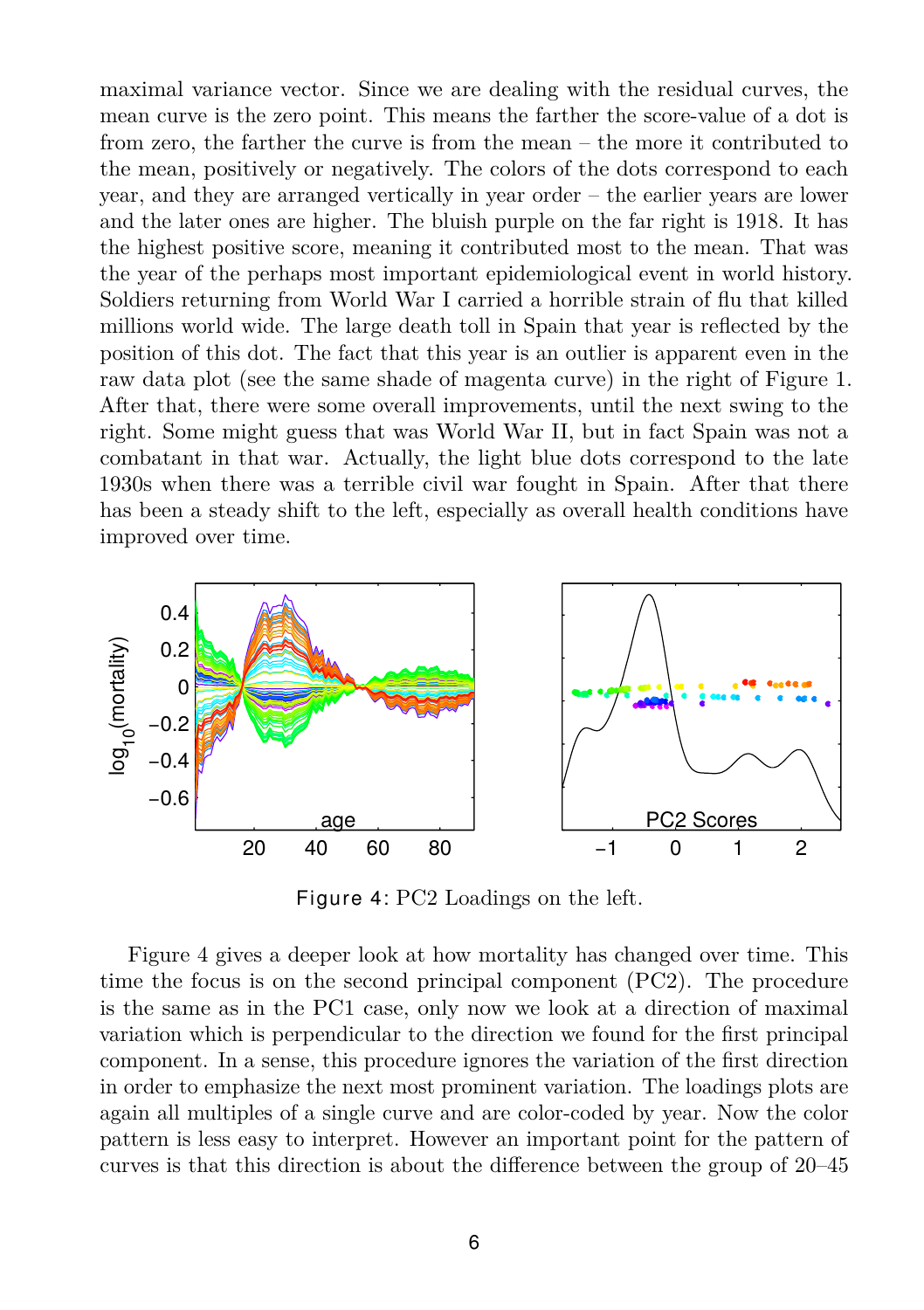maximal variance vector. Since we are dealing with the residual curves, the mean curve is the zero point. This means the farther the score-value of a dot is from zero, the farther the curve is from the mean – the more it contributed to the mean, positively or negatively. The colors of the dots correspond to each year, and they are arranged vertically in year order – the earlier years are lower and the later ones are higher. The bluish purple on the far right is 1918. It has the highest positive score, meaning it contributed most to the mean. That was the year of the perhaps most important epidemiological event in world history. Soldiers returning from World War I carried a horrible strain of flu that killed millions world wide. The large death toll in Spain that year is reflected by the position of this dot. The fact that this year is an outlier is apparent even in the raw data plot (see the same shade of magenta curve) in the right of Figure 1. After that, there were some overall improvements, until the next swing to the right. Some might guess that was World War II, but in fact Spain was not a combatant in that war. Actually, the light blue dots correspond to the late 1930s when there was a terrible civil war fought in Spain. After that there has been a steady shift to the left, especially as overall health conditions have improved over time.

Figure 4: PC2 Loadings on the left.

Figure 4 gives a deeper look at how mortality has changed over time. This time the focus is on the second principal component (PC2). The procedure is the same as in the PC1 case, only now we look at a direction of maximal variation which is perpendicular to the direction we found for the first principal component. In a sense, this procedure ignores the variation of the first direction in order to emphasize the next most prominent variation. The loadings plots are again all multiples of a single curve and are color-coded by year. Now the color pattern is less easy to interpret. However an important point for the pattern of curves is that this direction is about the difference between the group of 20–45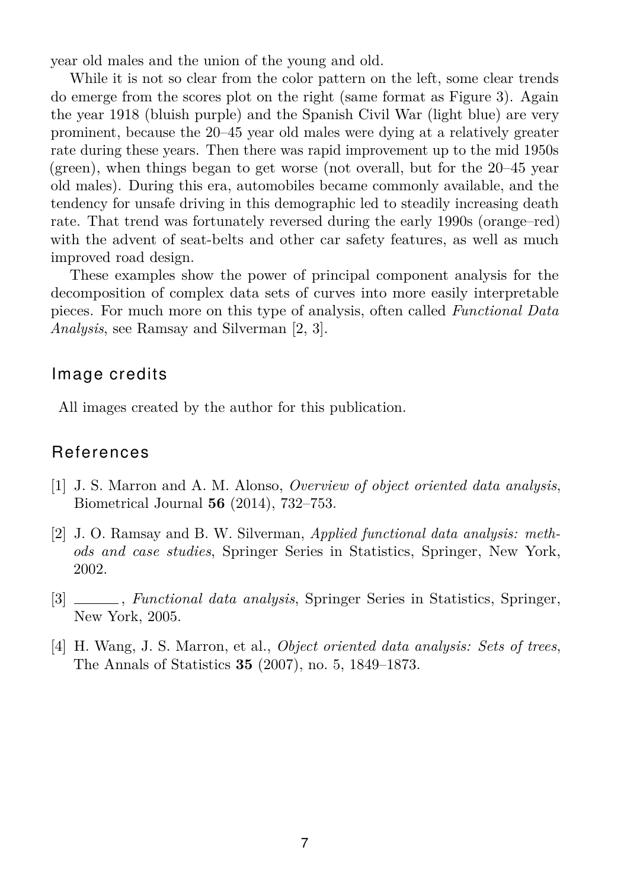year old males and the union of the young and old.

While it is not so clear from the color pattern on the left, some clear trends do emerge from the scores plot on the right (same format as Figure 3). Again the year 1918 (bluish purple) and the Spanish Civil War (light blue) are very prominent, because the 20–45 year old males were dying at a relatively greater rate during these years. Then there was rapid improvement up to the mid 1950s (green), when things began to get worse (not overall, but for the 20–45 year old males). During this era, automobiles became commonly available, and the tendency for unsafe driving in this demographic led to steadily increasing death rate. That trend was fortunately reversed during the early 1990s (orange–red) with the advent of seat-belts and other car safety features, as well as much improved road design.

These examples show the power of principal component analysis for the decomposition of complex data sets of curves into more easily interpretable pieces. For much more on this type of analysis, often called *Functional Data Analysis*, see Ramsay and Silverman [2, 3].

## Image credits

All images created by the author for this publication.

## References

[1] J. S. Marron and A. M. Alonso, *Overview of object oriented data analysis*, Biometrical Journal **56** (2014), 732–753.

[2] J. O. Ramsay and B. W. Silverman, *Applied functional data analysis: methods and case studies*, Springer Series in Statistics, Springer, New York, 2002.

[3] ______, *Functional data analysis*, Springer Series in Statistics, Springer, New York, 2005.

[4] H. Wang, J. S. Marron, et al., *Object oriented data analysis: Sets of trees*, The Annals of Statistics **35** (2007), no. 5, 1849–1873.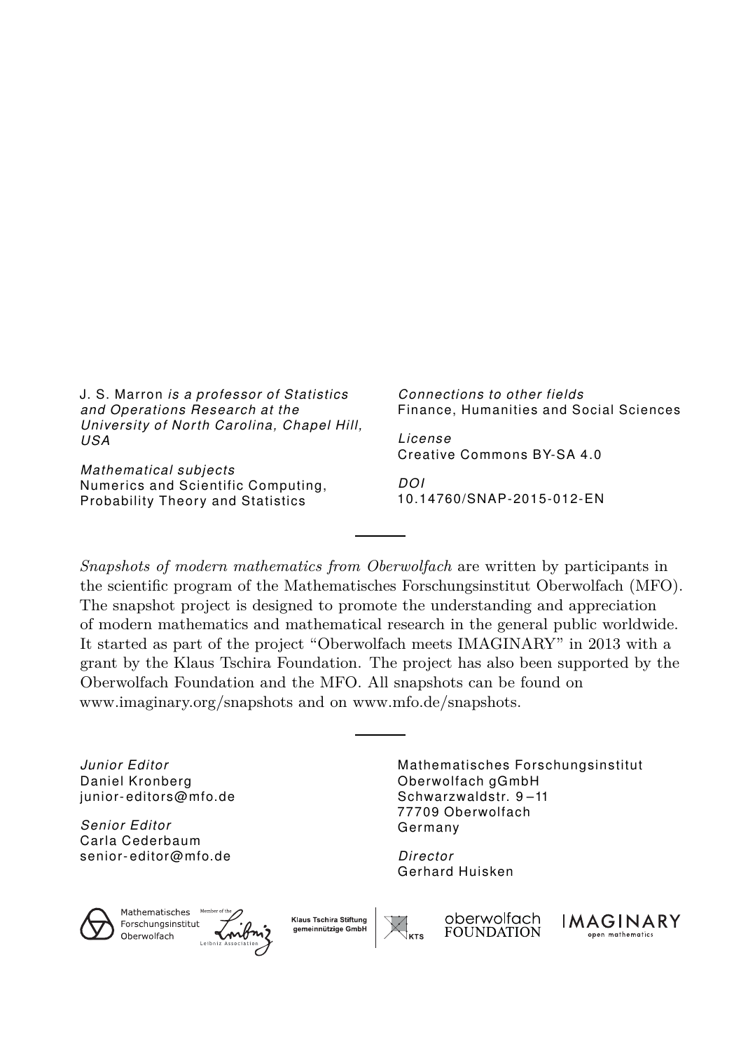J. S. Marron *is a professor of Statistics and Operations Research at the University of North Carolina, Chapel Hill, USA*

*Mathematical subjects*
Numerics and Scientific Computing, Probability Theory and Statistics

*Connections to other fields*
Finance, Humanities and Social Sciences

*License*
Creative Commons BY-SA 4.0

*DOI*
10.14760/SNAP-2015-012-EN

---

*Snapshots of modern mathematics from Oberwolfach* are written by participants in the scientific program of the Mathematisches Forschungsinstitut Oberwolfach (MFO). The snapshot project is designed to promote the understanding and appreciation of modern mathematics and mathematical research in the general public worldwide. It started as part of the project "Oberwolfach meets IMAGINARY" in 2013 with a grant by the Klaus Tschira Foundation. The project has also been supported by the Oberwolfach Foundation and the MFO. All snapshots can be found on www.imaginary.org/snapshots and on www.mfo.de/snapshots.

---

*Junior Editor*
Daniel Kronberg
junior-editors@mfo.de

*Senior Editor*
Carla Cederbaum
senior-editor@mfo.de

Mathematisches Forschungsinstitut Oberwolfach gGmbH
Schwarzwaldstr. 9 – 11
77709 Oberwolfach
Germany

*Director*
Gerhard Huisken

Mathematisches Forschungsinstitut Oberwolfach — Member of the Leibniz Association — Klaus Tschira Stiftung gemeinnützige GmbH — KTS — oberwolfach FOUNDATION — IMAGINARY open mathematics